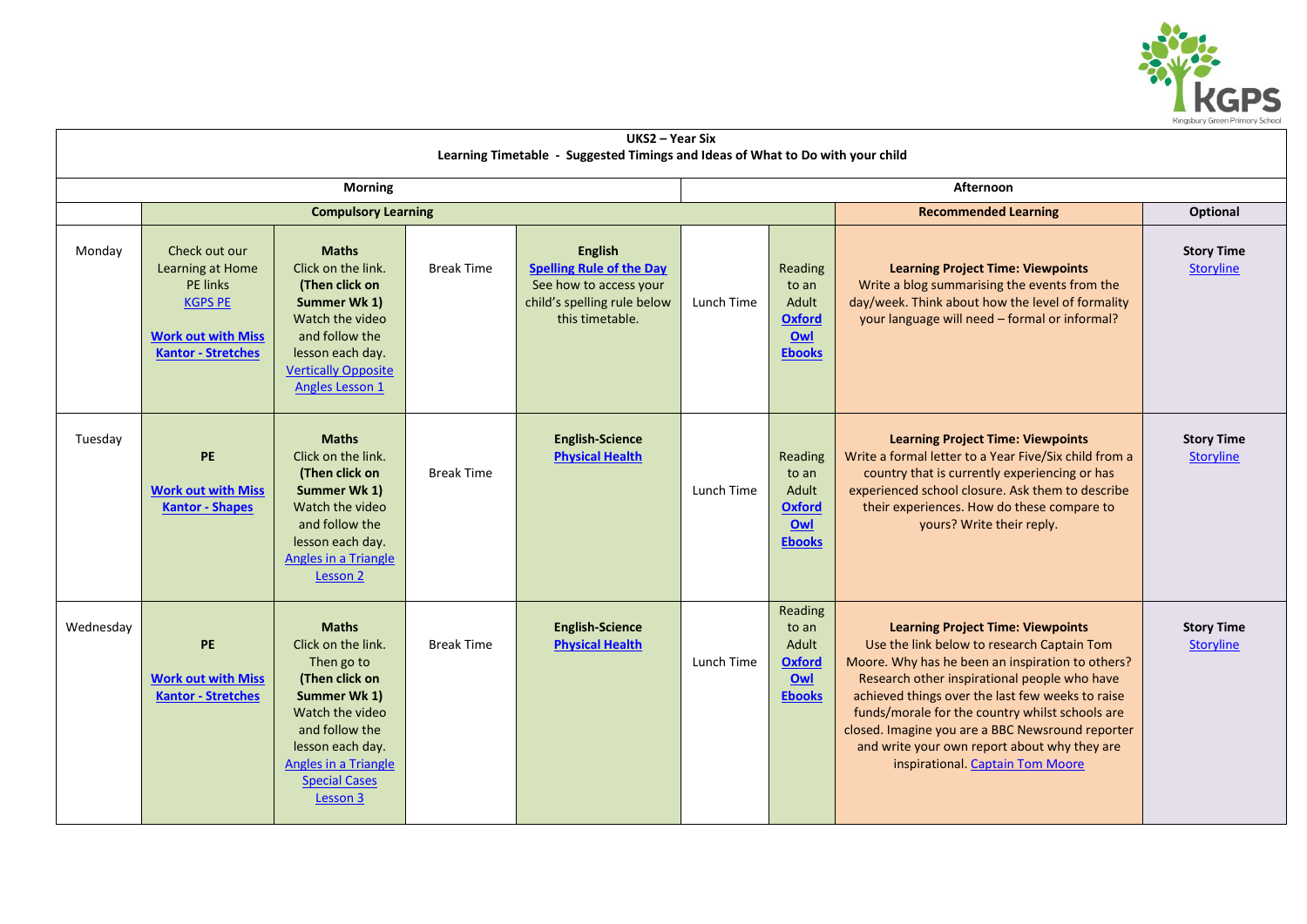Kingsbury Green Primary School

**UKS2 – Year Six**
**Learning Timetable - Suggested Timings and Ideas of What to Do with your child**

| | Morning | | | | | | Afternoon | |
|---|---|---|---|---|---|---|---|---|
| | Compulsory Learning | | | | | | Recommended Learning | Optional |
| Monday | Check out our Learning at Home PE links KGPS PE **Work out with Miss Kantor - Stretches** | **Maths** Click on the link. **(Then click on Summer Wk 1)** Watch the video and follow the lesson each day. Vertically Opposite Angles Lesson 1 | Break Time | **English** **Spelling Rule of the Day** See how to access your child's spelling rule below this timetable. | Lunch Time | Reading to an Adult **Oxford Owl Ebooks** | **Learning Project Time: Viewpoints** Write a blog summarising the events from the day/week. Think about how the level of formality your language will need – formal or informal? | **Story Time** Storyline |
| Tuesday | **PE** **Work out with Miss Kantor - Shapes** | **Maths** Click on the link. **(Then click on Summer Wk 1)** Watch the video and follow the lesson each day. Angles in a Triangle Lesson 2 | Break Time | **English-Science** **Physical Health** | Lunch Time | Reading to an Adult **Oxford Owl Ebooks** | **Learning Project Time: Viewpoints** Write a formal letter to a Year Five/Six child from a country that is currently experiencing or has experienced school closure. Ask them to describe their experiences. How do these compare to yours? Write their reply. | **Story Time** Storyline |
| Wednesday | **PE** **Work out with Miss Kantor - Stretches** | **Maths** Click on the link. Then go to **(Then click on Summer Wk 1)** Watch the video and follow the lesson each day. Angles in a Triangle Special Cases Lesson 3 | Break Time | **English-Science** **Physical Health** | Lunch Time | Reading to an Adult **Oxford Owl Ebooks** | **Learning Project Time: Viewpoints** Use the link below to research Captain Tom Moore. Why has he been an inspiration to others? Research other inspirational people who have achieved things over the last few weeks to raise funds/morale for the country whilst schools are closed. Imagine you are a BBC Newsround reporter and write your own report about why they are inspirational. Captain Tom Moore | **Story Time** Storyline |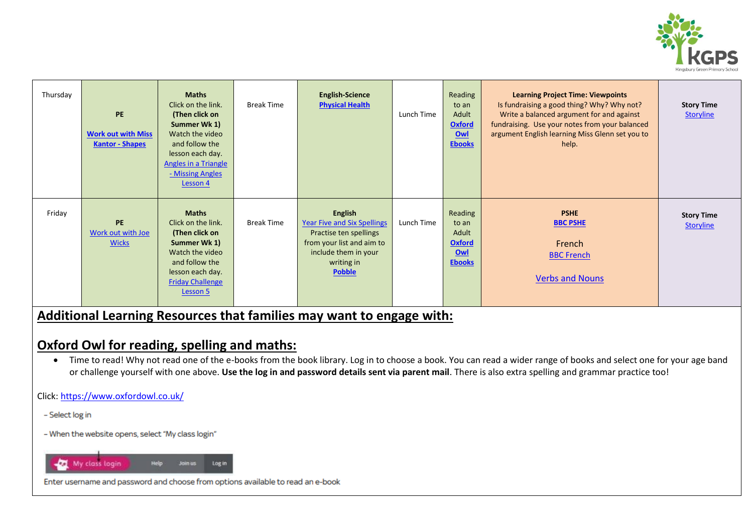| Thursday | **PE**<br><br>**Work out with Miss Kantor - Shapes** | **Maths**<br>Click on the link. **(Then click on Summer Wk 1)** Watch the video and follow the lesson each day.<br>Angles in a Triangle - Missing Angles Lesson 4 | Break Time | **English-Science**<br>**Physical Health** | Lunch Time | Reading to an Adult **Oxford Owl Ebooks** | **Learning Project Time: Viewpoints**<br>Is fundraising a good thing? Why? Why not? Write a balanced argument for and against fundraising. Use your notes from your balanced argument English learning Miss Glenn set you to help. | **Story Time**<br>Storyline |
|---|---|---|---|---|---|---|---|---|
| Friday | **PE**<br>Work out with Joe Wicks | **Maths**<br>Click on the link. **(Then click on Summer Wk 1)** Watch the video and follow the lesson each day.<br>Friday Challenge Lesson 5 | Break Time | **English**<br>Year Five and Six Spellings<br>Practise ten spellings from your list and aim to include them in your writing in **Pobble** | Lunch Time | Reading to an Adult **Oxford Owl Ebooks** | **PSHE**<br>**BBC PSHE**<br><br>French<br>BBC French<br><br>Verbs and Nouns | **Story Time**<br>Storyline |

## Additional Learning Resources that families may want to engage with:

## Oxford Owl for reading, spelling and maths:

- Time to read! Why not read one of the e-books from the book library. Log in to choose a book. You can read a wider range of books and select one for your age band or challenge yourself with one above. **Use the log in and password details sent via parent mail**. There is also extra spelling and grammar practice too!

Click: https://www.oxfordowl.co.uk/

- Select log in

- When the website opens, select "My class login"

My class login | Help | Join us | Log in

Enter username and password and choose from options available to read an e-book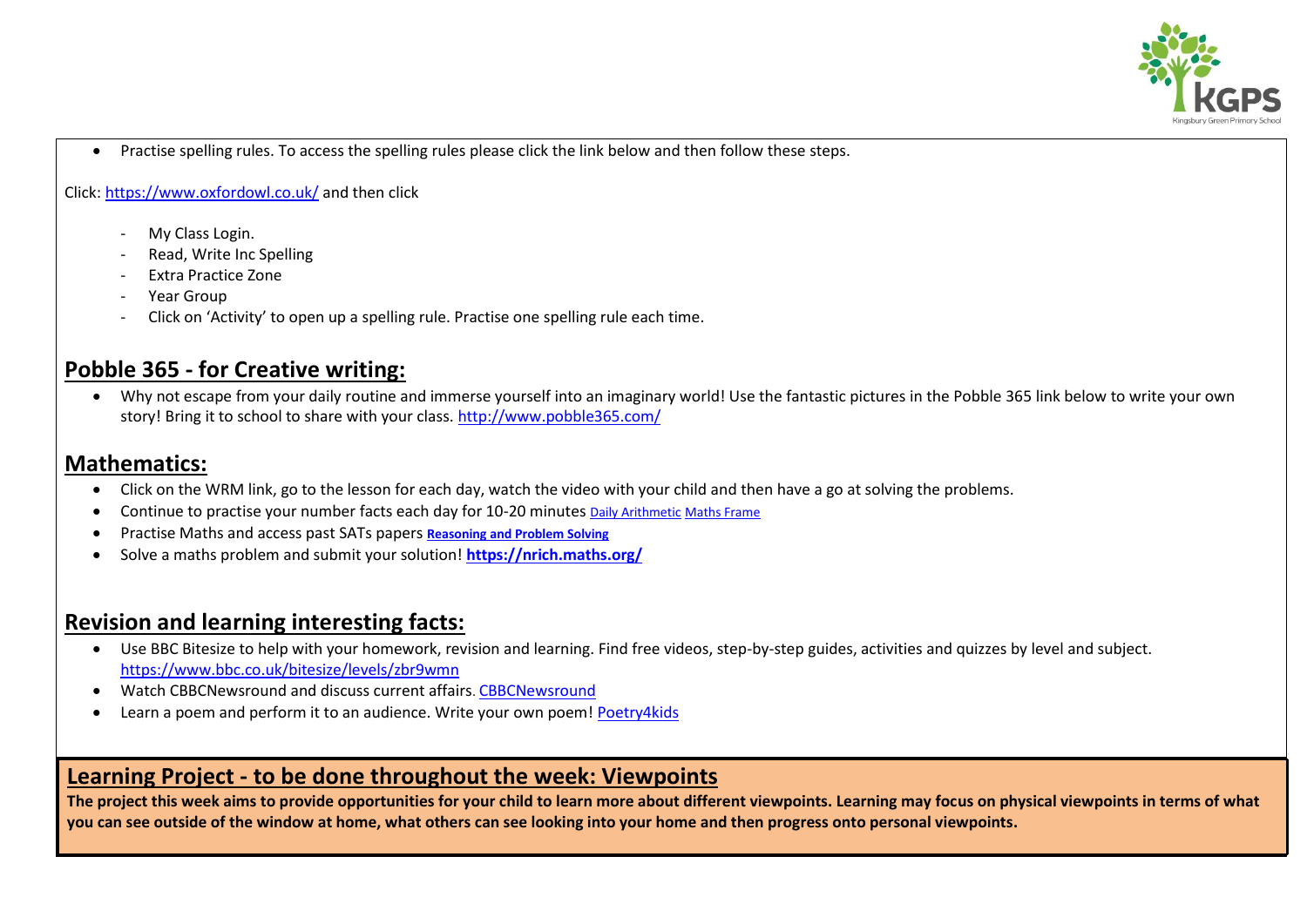- Practise spelling rules. To access the spelling rules please click the link below and then follow these steps.

Click: https://www.oxfordowl.co.uk/ and then click

- My Class Login.
- Read, Write Inc Spelling
- Extra Practice Zone
- Year Group
- Click on 'Activity' to open up a spelling rule. Practise one spelling rule each time.

## Pobble 365 - for Creative writing:

- Why not escape from your daily routine and immerse yourself into an imaginary world! Use the fantastic pictures in the Pobble 365 link below to write your own story! Bring it to school to share with your class. http://www.pobble365.com/

## Mathematics:

- Click on the WRM link, go to the lesson for each day, watch the video with your child and then have a go at solving the problems.
- Continue to practise your number facts each day for 10-20 minutes Daily Arithmetic Maths Frame
- Practise Maths and access past SATs papers **Reasoning and Problem Solving**
- Solve a maths problem and submit your solution! **https://nrich.maths.org/**

## Revision and learning interesting facts:

- Use BBC Bitesize to help with your homework, revision and learning. Find free videos, step-by-step guides, activities and quizzes by level and subject. https://www.bbc.co.uk/bitesize/levels/zbr9wmn
- Watch CBBCNewsround and discuss current affairs. CBBCNewsround
- Learn a poem and perform it to an audience. Write your own poem! Poetry4kids

## Learning Project - to be done throughout the week: Viewpoints

**The project this week aims to provide opportunities for your child to learn more about different viewpoints. Learning may focus on physical viewpoints in terms of what you can see outside of the window at home, what others can see looking into your home and then progress onto personal viewpoints.**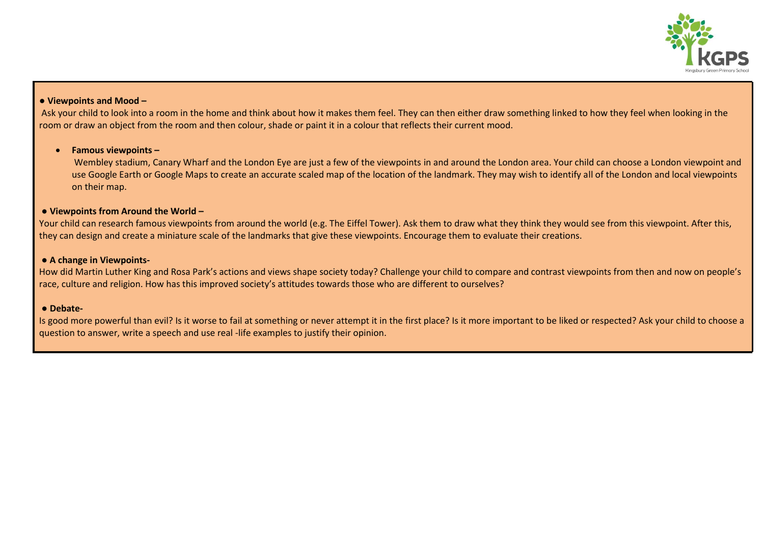● **Viewpoints and Mood –**

Ask your child to look into a room in the home and think about how it makes them feel. They can then either draw something linked to how they feel when looking in the room or draw an object from the room and then colour, shade or paint it in a colour that reflects their current mood.

- **Famous viewpoints –**

  Wembley stadium, Canary Wharf and the London Eye are just a few of the viewpoints in and around the London area. Your child can choose a London viewpoint and use Google Earth or Google Maps to create an accurate scaled map of the location of the landmark. They may wish to identify all of the London and local viewpoints on their map.

● **Viewpoints from Around the World –**

Your child can research famous viewpoints from around the world (e.g. The Eiffel Tower). Ask them to draw what they think they would see from this viewpoint. After this, they can design and create a miniature scale of the landmarks that give these viewpoints. Encourage them to evaluate their creations.

● **A change in Viewpoints-**

How did Martin Luther King and Rosa Park's actions and views shape society today? Challenge your child to compare and contrast viewpoints from then and now on people's race, culture and religion. How has this improved society's attitudes towards those who are different to ourselves?

● **Debate-**

Is good more powerful than evil? Is it worse to fail at something or never attempt it in the first place? Is it more important to be liked or respected? Ask your child to choose a question to answer, write a speech and use real -life examples to justify their opinion.